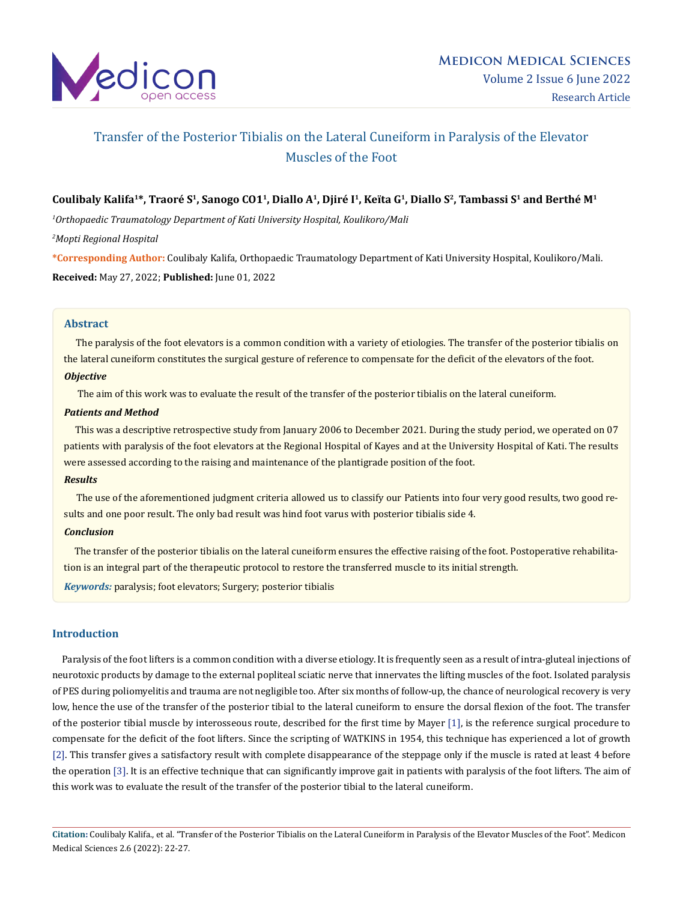# Transfer of the Posterior Tibialis on the Lateral Cuneiform in Paralysis of the Elevator Muscles of the Foot

**Coulibaly Kalifa[1]*, Traoré S[1], Sanogo CO1[1], Diallo A[1], Djiré I[1], Keïta G[1], Diallo S[2], Tambassi S[1] and Berthé M[1]**

[1]*Orthopaedic Traumatology Department of Kati University Hospital, Koulikoro/Mali*

[2]*Mopti Regional Hospital*

***Corresponding Author:** Coulibaly Kalifa, Orthopaedic Traumatology Department of Kati University Hospital, Koulikoro/Mali.

**Received:** May 27, 2022; **Published:** June 01, 2022

## Abstract

The paralysis of the foot elevators is a common condition with a variety of etiologies. The transfer of the posterior tibialis on the lateral cuneiform constitutes the surgical gesture of reference to compensate for the deficit of the elevators of the foot.

***Objective***

The aim of this work was to evaluate the result of the transfer of the posterior tibialis on the lateral cuneiform.

***Patients and Method***

This was a descriptive retrospective study from January 2006 to December 2021. During the study period, we operated on 07 patients with paralysis of the foot elevators at the Regional Hospital of Kayes and at the University Hospital of Kati. The results were assessed according to the raising and maintenance of the plantigrade position of the foot.

***Results***

The use of the aforementioned judgment criteria allowed us to classify our Patients into four very good results, two good results and one poor result. The only bad result was hind foot varus with posterior tibialis side 4.

***Conclusion***

The transfer of the posterior tibialis on the lateral cuneiform ensures the effective raising of the foot. Postoperative rehabilitation is an integral part of the therapeutic protocol to restore the transferred muscle to its initial strength.

***Keywords:*** paralysis; foot elevators; Surgery; posterior tibialis

## Introduction

Paralysis of the foot lifters is a common condition with a diverse etiology. It is frequently seen as a result of intra-gluteal injections of neurotoxic products by damage to the external popliteal sciatic nerve that innervates the lifting muscles of the foot. Isolated paralysis of PES during poliomyelitis and trauma are not negligible too. After six months of follow-up, the chance of neurological recovery is very low, hence the use of the transfer of the posterior tibial to the lateral cuneiform to ensure the dorsal flexion of the foot. The transfer of the posterior tibial muscle by interosseous route, described for the first time by Mayer [1], is the reference surgical procedure to compensate for the deficit of the foot lifters. Since the scripting of WATKINS in 1954, this technique has experienced a lot of growth [2]. This transfer gives a satisfactory result with complete disappearance of the steppage only if the muscle is rated at least 4 before the operation [3]. It is an effective technique that can significantly improve gait in patients with paralysis of the foot lifters. The aim of this work was to evaluate the result of the transfer of the posterior tibial to the lateral cuneiform.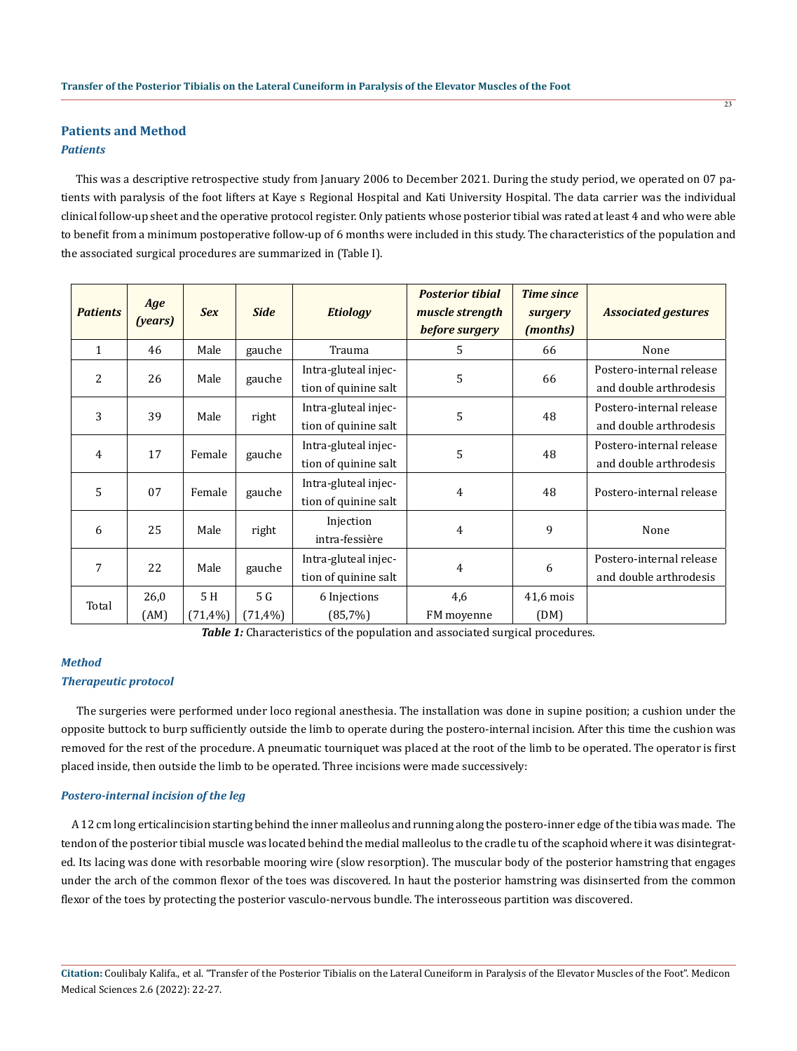## Patients and Method

### Patients

This was a descriptive retrospective study from January 2006 to December 2021. During the study period, we operated on 07 patients with paralysis of the foot lifters at Kaye s Regional Hospital and Kati University Hospital. The data carrier was the individual clinical follow-up sheet and the operative protocol register. Only patients whose posterior tibial was rated at least 4 and who were able to benefit from a minimum postoperative follow-up of 6 months were included in this study. The characteristics of the population and the associated surgical procedures are summarized in (Table I).

| *Patients* | *Age (years)* | *Sex* | *Side* | *Etiology* | *Posterior tibial muscle strength before surgery* | *Time since surgery (months)* | *Associated gestures* |
|---|---|---|---|---|---|---|---|
| 1 | 46 | Male | gauche | Trauma | 5 | 66 | None |
| 2 | 26 | Male | gauche | Intra-gluteal injection of quinine salt | 5 | 66 | Postero-internal release and double arthrodesis |
| 3 | 39 | Male | right | Intra-gluteal injection of quinine salt | 5 | 48 | Postero-internal release and double arthrodesis |
| 4 | 17 | Female | gauche | Intra-gluteal injection of quinine salt | 5 | 48 | Postero-internal release and double arthrodesis |
| 5 | 07 | Female | gauche | Intra-gluteal injection of quinine salt | 4 | 48 | Postero-internal release |
| 6 | 25 | Male | right | Injection intra-fessière | 4 | 9 | None |
| 7 | 22 | Male | gauche | Intra-gluteal injection of quinine salt | 4 | 6 | Postero-internal release and double arthrodesis |
| Total | 26,0 (AM) | 5 H (71,4%) | 5 G (71,4%) | 6 Injections (85,7%) | 4,6 FM moyenne | 41,6 mois (DM) | |

***Table 1:*** Characteristics of the population and associated surgical procedures.

### Method

### Therapeutic protocol

The surgeries were performed under loco regional anesthesia. The installation was done in supine position; a cushion under the opposite buttock to burp sufficiently outside the limb to operate during the postero-internal incision. After this time the cushion was removed for the rest of the procedure. A pneumatic tourniquet was placed at the root of the limb to be operated. The operator is first placed inside, then outside the limb to be operated. Three incisions were made successively:

### Postero-internal incision of the leg

A 12 cm long erticalincision starting behind the inner malleolus and running along the postero-inner edge of the tibia was made. The tendon of the posterior tibial muscle was located behind the medial malleolus to the cradle tu of the scaphoid where it was disintegrated. Its lacing was done with resorbable mooring wire (slow resorption). The muscular body of the posterior hamstring that engages under the arch of the common flexor of the toes was discovered. In haut the posterior hamstring was disinserted from the common flexor of the toes by protecting the posterior vasculo-nervous bundle. The interosseous partition was discovered.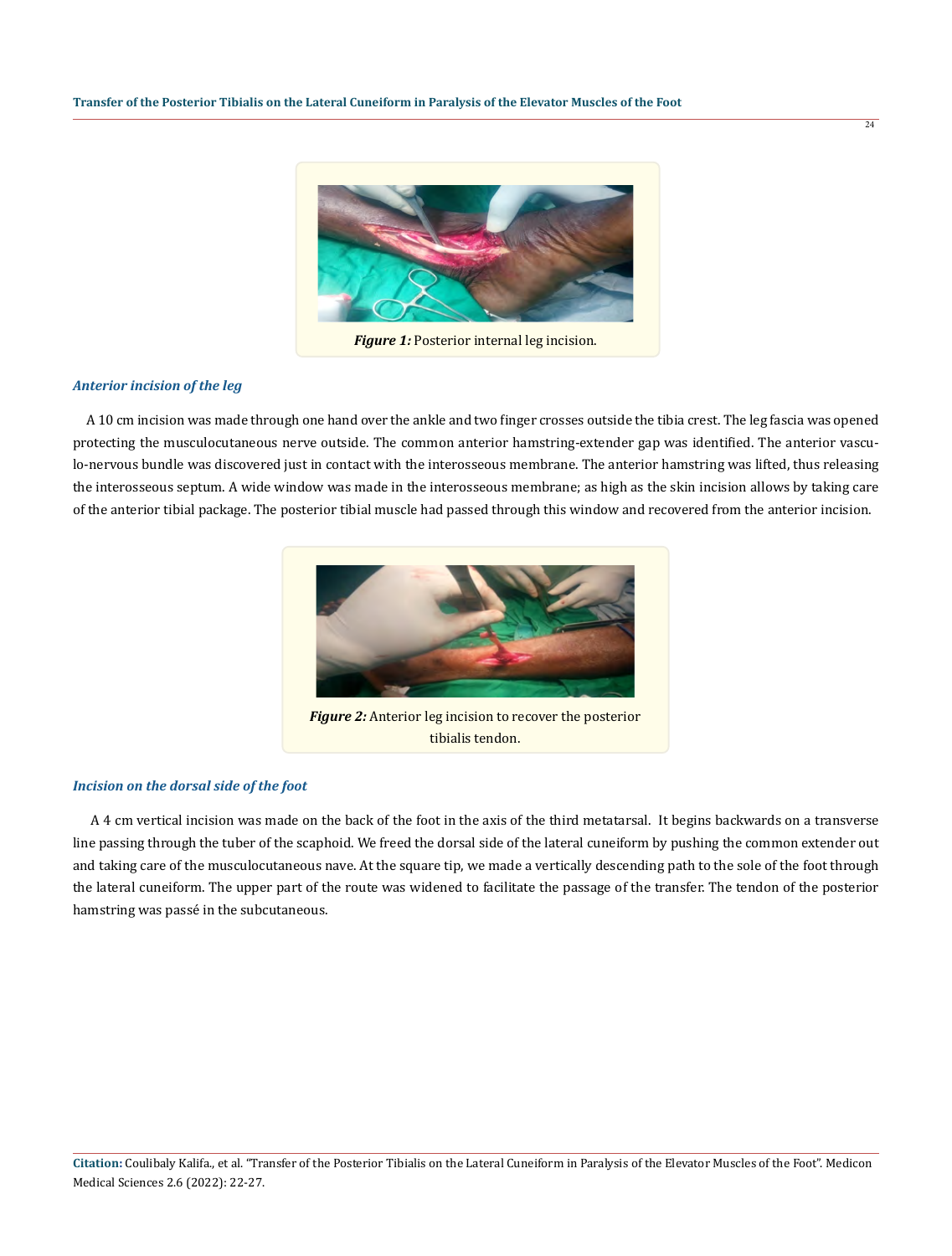*Figure 1:* Posterior internal leg incision.

### *Anterior incision of the leg*

A 10 cm incision was made through one hand over the ankle and two finger crosses outside the tibia crest. The leg fascia was opened protecting the musculocutaneous nerve outside. The common anterior hamstring-extender gap was identified. The anterior vasculo-nervous bundle was discovered just in contact with the interosseous membrane. The anterior hamstring was lifted, thus releasing the interosseous septum. A wide window was made in the interosseous membrane; as high as the skin incision allows by taking care of the anterior tibial package. The posterior tibial muscle had passed through this window and recovered from the anterior incision.

*Figure 2:* Anterior leg incision to recover the posterior tibialis tendon.

### *Incision on the dorsal side of the foot*

A 4 cm vertical incision was made on the back of the foot in the axis of the third metatarsal. It begins backwards on a transverse line passing through the tuber of the scaphoid. We freed the dorsal side of the lateral cuneiform by pushing the common extender out and taking care of the musculocutaneous nave. At the square tip, we made a vertically descending path to the sole of the foot through the lateral cuneiform. The upper part of the route was widened to facilitate the passage of the transfer. The tendon of the posterior hamstring was passé in the subcutaneous.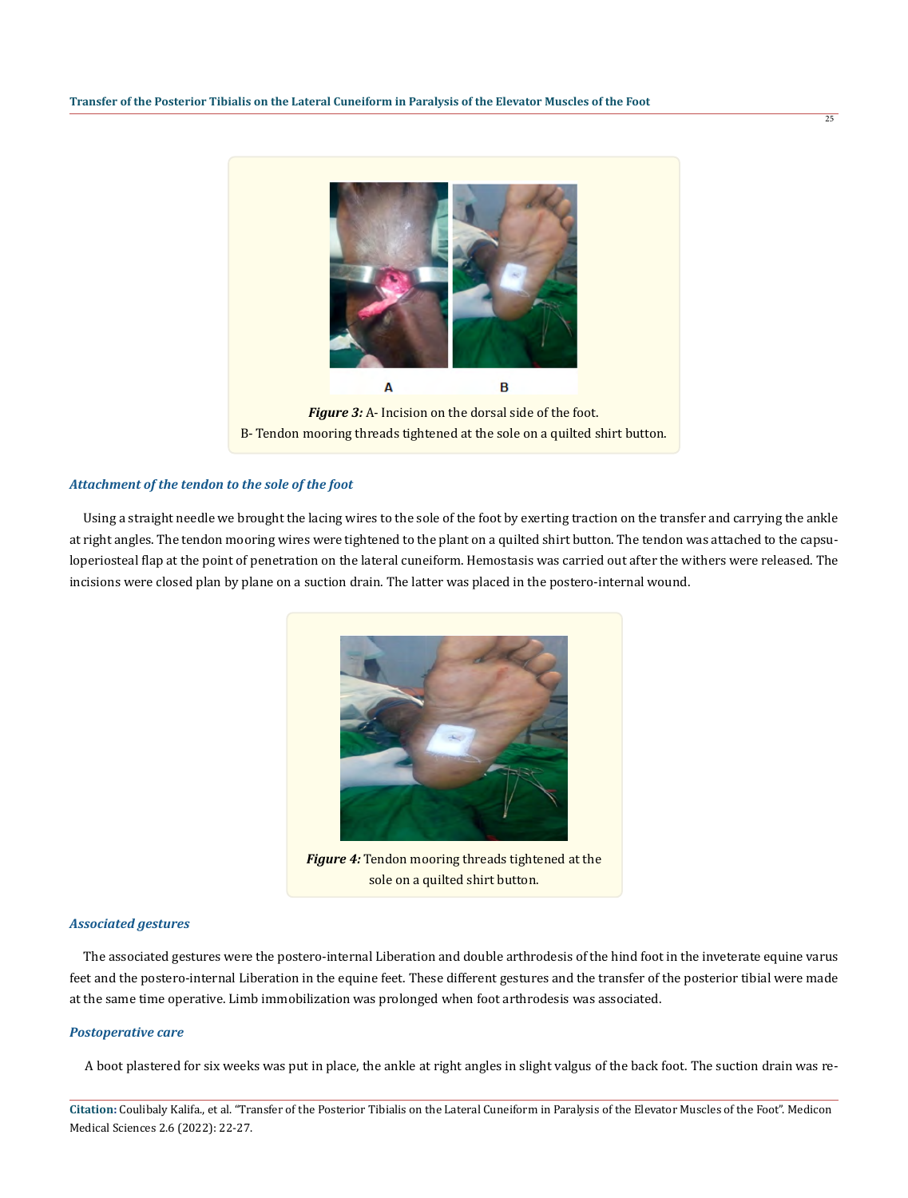Figure 3: A- Incision on the dorsal side of the foot.
B- Tendon mooring threads tightened at the sole on a quilted shirt button.

### *Attachment of the tendon to the sole of the foot*

Using a straight needle we brought the lacing wires to the sole of the foot by exerting traction on the transfer and carrying the ankle at right angles. The tendon mooring wires were tightened to the plant on a quilted shirt button. The tendon was attached to the capsuloperiosteal flap at the point of penetration on the lateral cuneiform. Hemostasis was carried out after the withers were released. The incisions were closed plan by plane on a suction drain. The latter was placed in the postero-internal wound.

Figure 4: Tendon mooring threads tightened at the sole on a quilted shirt button.

### *Associated gestures*

The associated gestures were the postero-internal Liberation and double arthrodesis of the hind foot in the inveterate equine varus feet and the postero-internal Liberation in the equine feet. These different gestures and the transfer of the posterior tibial were made at the same time operative. Limb immobilization was prolonged when foot arthrodesis was associated.

### *Postoperative care*

A boot plastered for six weeks was put in place, the ankle at right angles in slight valgus of the back foot. The suction drain was re-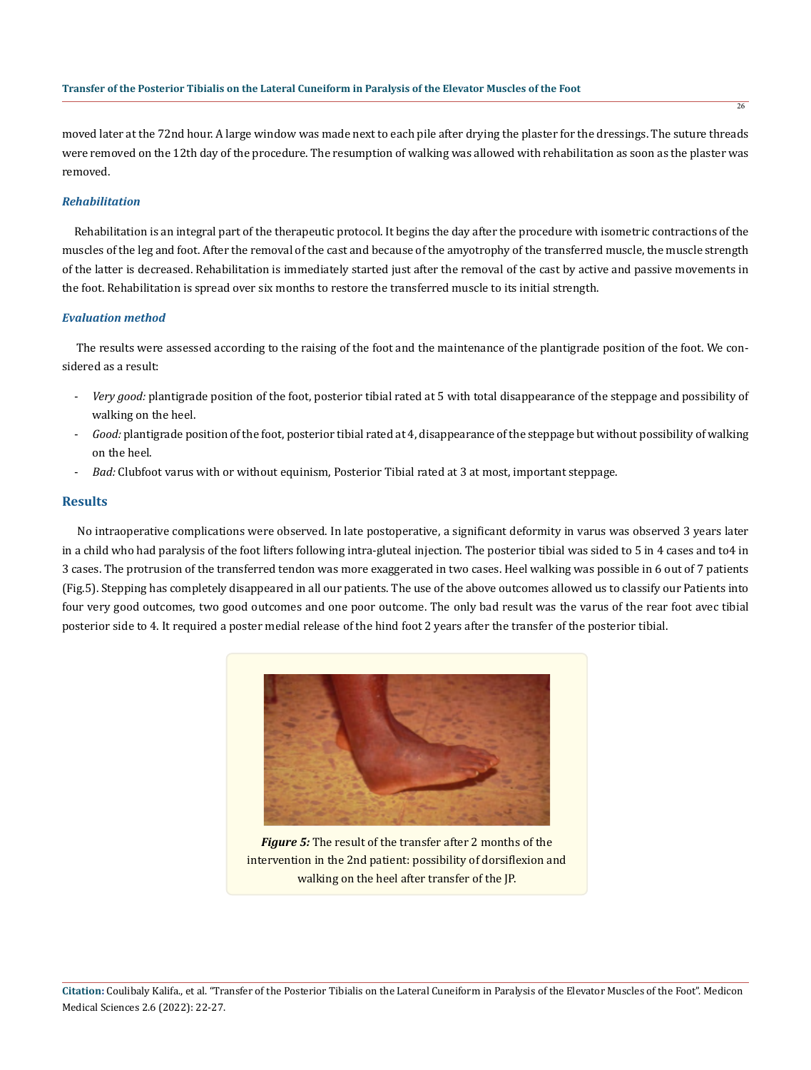moved later at the 72nd hour. A large window was made next to each pile after drying the plaster for the dressings. The suture threads were removed on the 12th day of the procedure. The resumption of walking was allowed with rehabilitation as soon as the plaster was removed.

### *Rehabilitation*

Rehabilitation is an integral part of the therapeutic protocol. It begins the day after the procedure with isometric contractions of the muscles of the leg and foot. After the removal of the cast and because of the amyotrophy of the transferred muscle, the muscle strength of the latter is decreased. Rehabilitation is immediately started just after the removal of the cast by active and passive movements in the foot. Rehabilitation is spread over six months to restore the transferred muscle to its initial strength.

### *Evaluation method*

The results were assessed according to the raising of the foot and the maintenance of the plantigrade position of the foot. We considered as a result:

- *Very good:* plantigrade position of the foot, posterior tibial rated at 5 with total disappearance of the steppage and possibility of walking on the heel.
- *Good:* plantigrade position of the foot, posterior tibial rated at 4, disappearance of the steppage but without possibility of walking on the heel.
- *Bad:* Clubfoot varus with or without equinism, Posterior Tibial rated at 3 at most, important steppage.

## Results

No intraoperative complications were observed. In late postoperative, a significant deformity in varus was observed 3 years later in a child who had paralysis of the foot lifters following intra-gluteal injection. The posterior tibial was sided to 5 in 4 cases and to4 in 3 cases. The protrusion of the transferred tendon was more exaggerated in two cases. Heel walking was possible in 6 out of 7 patients (Fig.5). Stepping has completely disappeared in all our patients. The use of the above outcomes allowed us to classify our Patients into four very good outcomes, two good outcomes and one poor outcome. The only bad result was the varus of the rear foot avec tibial posterior side to 4. It required a poster medial release of the hind foot 2 years after the transfer of the posterior tibial.

***Figure 5:*** The result of the transfer after 2 months of the intervention in the 2nd patient: possibility of dorsiflexion and walking on the heel after transfer of the JP.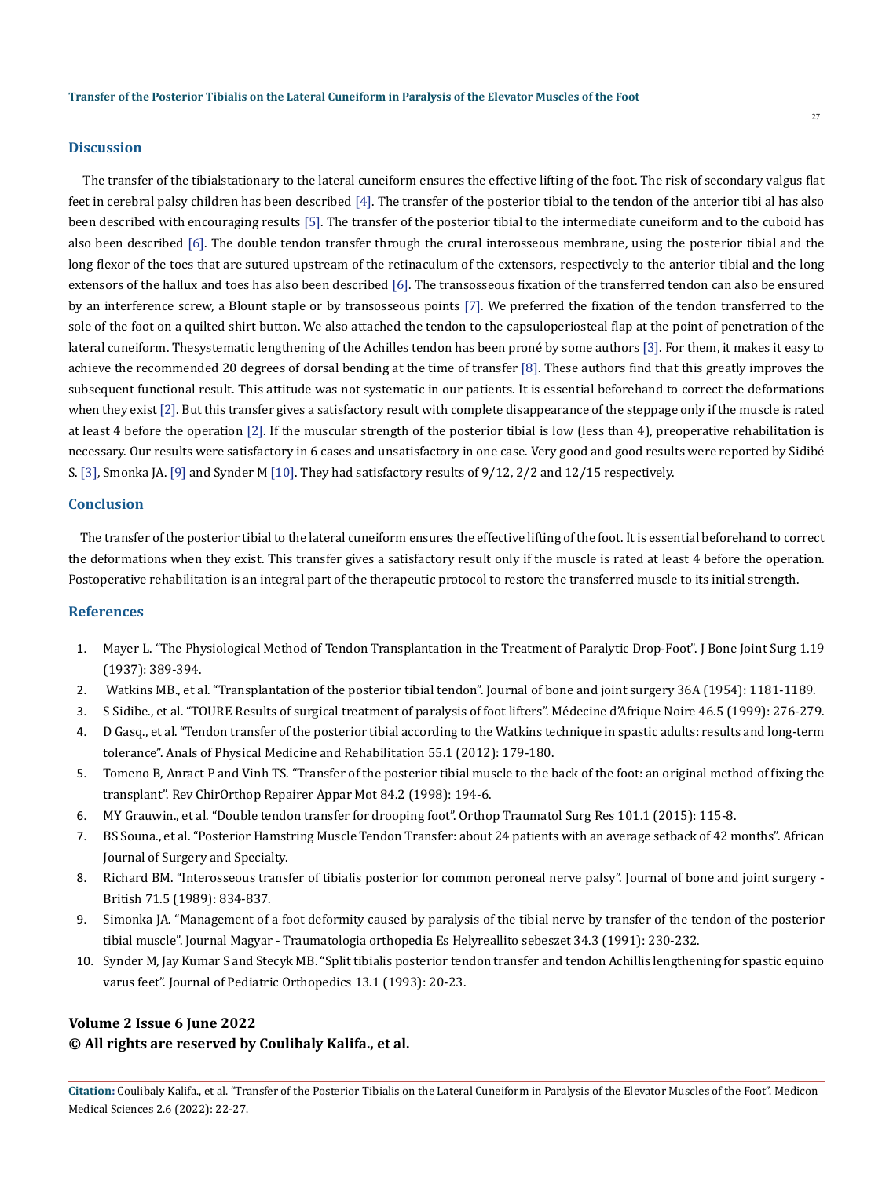## Discussion

The transfer of the tibialstationary to the lateral cuneiform ensures the effective lifting of the foot. The risk of secondary valgus flat feet in cerebral palsy children has been described [4]. The transfer of the posterior tibial to the tendon of the anterior tibi al has also been described with encouraging results [5]. The transfer of the posterior tibial to the intermediate cuneiform and to the cuboid has also been described [6]. The double tendon transfer through the crural interosseous membrane, using the posterior tibial and the long flexor of the toes that are sutured upstream of the retinaculum of the extensors, respectively to the anterior tibial and the long extensors of the hallux and toes has also been described [6]. The transosseous fixation of the transferred tendon can also be ensured by an interference screw, a Blount staple or by transosseous points [7]. We preferred the fixation of the tendon transferred to the sole of the foot on a quilted shirt button. We also attached the tendon to the capsuloperiosteal flap at the point of penetration of the lateral cuneiform. Thesystematic lengthening of the Achilles tendon has been proné by some authors [3]. For them, it makes it easy to achieve the recommended 20 degrees of dorsal bending at the time of transfer [8]. These authors find that this greatly improves the subsequent functional result. This attitude was not systematic in our patients. It is essential beforehand to correct the deformations when they exist [2]. But this transfer gives a satisfactory result with complete disappearance of the steppage only if the muscle is rated at least 4 before the operation [2]. If the muscular strength of the posterior tibial is low (less than 4), preoperative rehabilitation is necessary. Our results were satisfactory in 6 cases and unsatisfactory in one case. Very good and good results were reported by Sidibé S. [3], Smonka JA. [9] and Synder M [10]. They had satisfactory results of 9/12, 2/2 and 12/15 respectively.

## Conclusion

The transfer of the posterior tibial to the lateral cuneiform ensures the effective lifting of the foot. It is essential beforehand to correct the deformations when they exist. This transfer gives a satisfactory result only if the muscle is rated at least 4 before the operation. Postoperative rehabilitation is an integral part of the therapeutic protocol to restore the transferred muscle to its initial strength.

## References

1. Mayer L. "The Physiological Method of Tendon Transplantation in the Treatment of Paralytic Drop-Foot". J Bone Joint Surg 1.19 (1937): 389-394.
2. Watkins MB., et al. "Transplantation of the posterior tibial tendon". Journal of bone and joint surgery 36A (1954): 1181-1189.
3. S Sidibe., et al. "TOURE Results of surgical treatment of paralysis of foot lifters". Médecine d'Afrique Noire 46.5 (1999): 276-279.
4. D Gasq., et al. "Tendon transfer of the posterior tibial according to the Watkins technique in spastic adults: results and long-term tolerance". Anals of Physical Medicine and Rehabilitation 55.1 (2012): 179-180.
5. Tomeno B, Anract P and Vinh TS. "Transfer of the posterior tibial muscle to the back of the foot: an original method of fixing the transplant". Rev ChirOrthop Repairer Appar Mot 84.2 (1998): 194-6.
6. MY Grauwin., et al. "Double tendon transfer for drooping foot". Orthop Traumatol Surg Res 101.1 (2015): 115-8.
7. BS Souna., et al. "Posterior Hamstring Muscle Tendon Transfer: about 24 patients with an average setback of 42 months". African Journal of Surgery and Specialty.
8. Richard BM. "Interosseous transfer of tibialis posterior for common peroneal nerve palsy". Journal of bone and joint surgery - British 71.5 (1989): 834-837.
9. Simonka JA. "Management of a foot deformity caused by paralysis of the tibial nerve by transfer of the tendon of the posterior tibial muscle". Journal Magyar - Traumatologia orthopedia Es Helyreallito sebeszet 34.3 (1991): 230-232.
10. Synder M, Jay Kumar S and Stecyk MB. "Split tibialis posterior tendon transfer and tendon Achillis lengthening for spastic equino varus feet". Journal of Pediatric Orthopedics 13.1 (1993): 20-23.

**Volume 2 Issue 6 June 2022**
**© All rights are reserved by Coulibaly Kalifa., et al.**